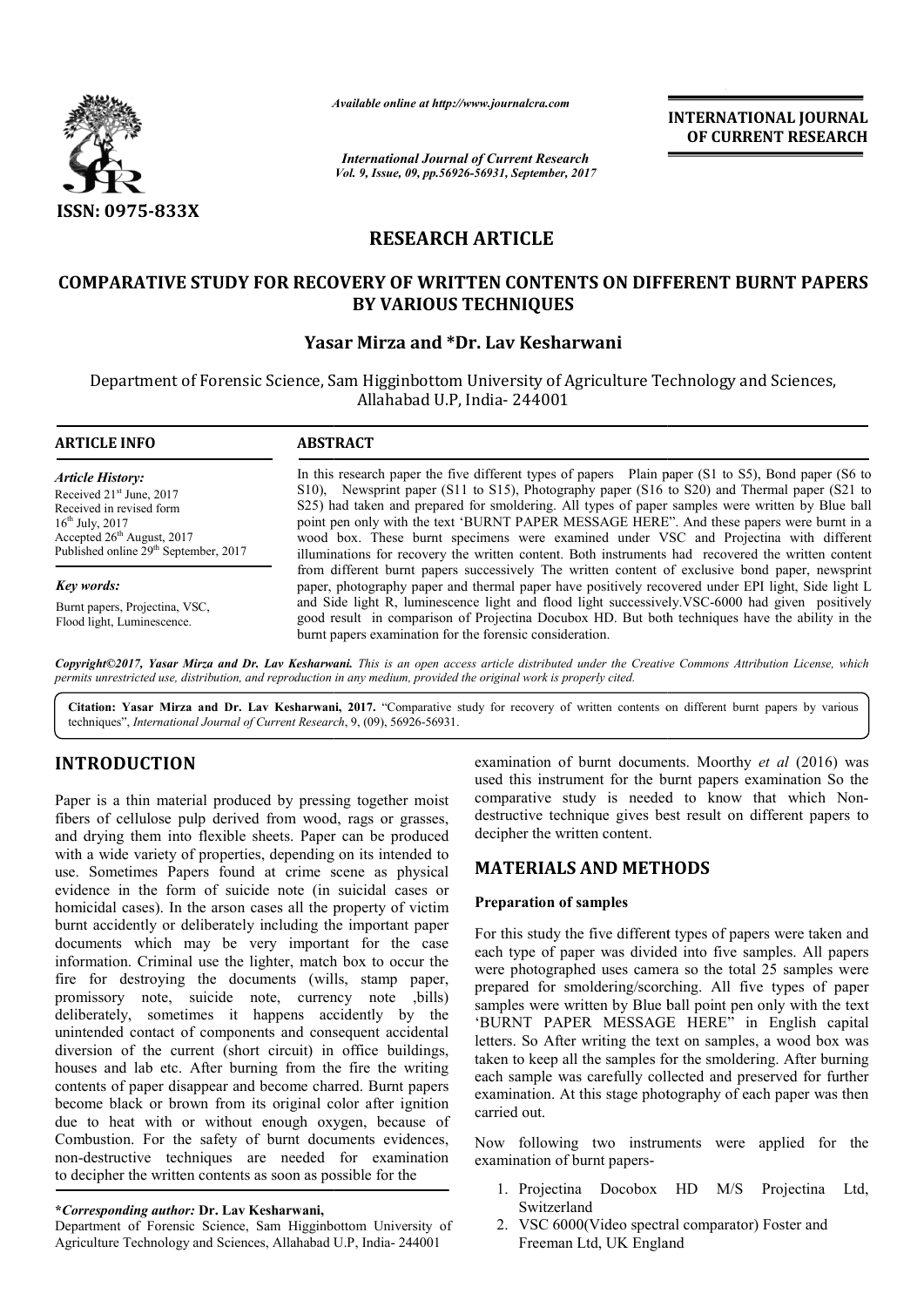# RESEARCH ARTICLE

# COMPARATIVE STUDY FOR RECOVERY OF WRITTEN CONTENTS ON DIFFERENT BURNT PAPERS BY VARIOUS TECHNIQUES

**Yasar Mirza and *Dr. Lav Kesharwani**

Department of Forensic Science, Sam Higginbottom University of Agriculture Technology and Sciences, Allahabad U.P, India- 244001

**ARTICLE INFO**

*Article History:*

Received 21st June, 2017
Received in revised form
16th July, 2017
Accepted 26th August, 2017
Published online 29th September, 2017

*Key words:*

Burnt papers, Projectina, VSC, Flood light, Luminescence.

**ABSTRACT**

In this research paper the five different types of papers Plain paper (S1 to S5), Bond paper (S6 to S10), Newsprint paper (S11 to S15), Photography paper (S16 to S20) and Thermal paper (S21 to S25) had taken and prepared for smoldering. All types of paper samples were written by Blue ball point pen only with the text 'BURNT PAPER MESSAGE HERE". And these papers were burnt in a wood box. These burnt specimens were examined under VSC and Projectina with different illuminations for recovery the written content. Both instruments had recovered the written content from different burnt papers successively The written content of exclusive bond paper, newsprint paper, photography paper and thermal paper have positively recovered under EPI light, Side light L and Side light R, luminescence light and flood light successively.VSC-6000 had given positively good result in comparison of Projectina Docubox HD. But both techniques have the ability in the burnt papers examination for the forensic consideration.

*Copyright©2017, Yasar Mirza and Dr. Lav Kesharwani. This is an open access article distributed under the Creative Commons Attribution License, which permits unrestricted use, distribution, and reproduction in any medium, provided the original work is properly cited.*

**Citation: Yasar Mirza and Dr. Lav Kesharwani, 2017.** "Comparative study for recovery of written contents on different burnt papers by various techniques", *International Journal of Current Research*, 9, (09), 56926-56931.

## INTRODUCTION

Paper is a thin material produced by pressing together moist fibers of cellulose pulp derived from wood, rags or grasses, and drying them into flexible sheets. Paper can be produced with a wide variety of properties, depending on its intended to use. Sometimes Papers found at crime scene as physical evidence in the form of suicide note (in suicidal cases or homicidal cases). In the arson cases all the property of victim burnt accidently or deliberately including the important paper documents which may be very important for the case information. Criminal use the lighter, match box to occur the fire for destroying the documents (wills, stamp paper, promissory note, suicide note, currency note ,bills) deliberately, sometimes it happens accidently by the unintended contact of components and consequent accidental diversion of the current (short circuit) in office buildings, houses and lab etc. After burning from the fire the writing contents of paper disappear and become charred. Burnt papers become black or brown from its original color after ignition due to heat with or without enough oxygen, because of Combustion. For the safety of burnt documents evidences, non-destructive techniques are needed for examination to decipher the written contents as soon as possible for the examination of burnt documents. Moorthy *et al* (2016) was used this instrument for the burnt papers examination So the comparative study is needed to know that which Non-destructive technique gives best result on different papers to decipher the written content.

## MATERIALS AND METHODS

### Preparation of samples

For this study the five different types of papers were taken and each type of paper was divided into five samples. All papers were photographed uses camera so the total 25 samples were prepared for smoldering/scorching. All five types of paper samples were written by Blue ball point pen only with the text 'BURNT PAPER MESSAGE HERE" in English capital letters. So After writing the text on samples, a wood box was taken to keep all the samples for the smoldering. After burning each sample was carefully collected and preserved for further examination. At this stage photography of each paper was then carried out.

Now following two instruments were applied for the examination of burnt papers-

1. Projectina Docobox HD M/S Projectina Ltd, Switzerland
2. VSC 6000(Video spectral comparator) Foster and Freeman Ltd, UK England

***Corresponding author:* Dr. Lav Kesharwani,**
Department of Forensic Science, Sam Higginbottom University of Agriculture Technology and Sciences, Allahabad U.P, India- 244001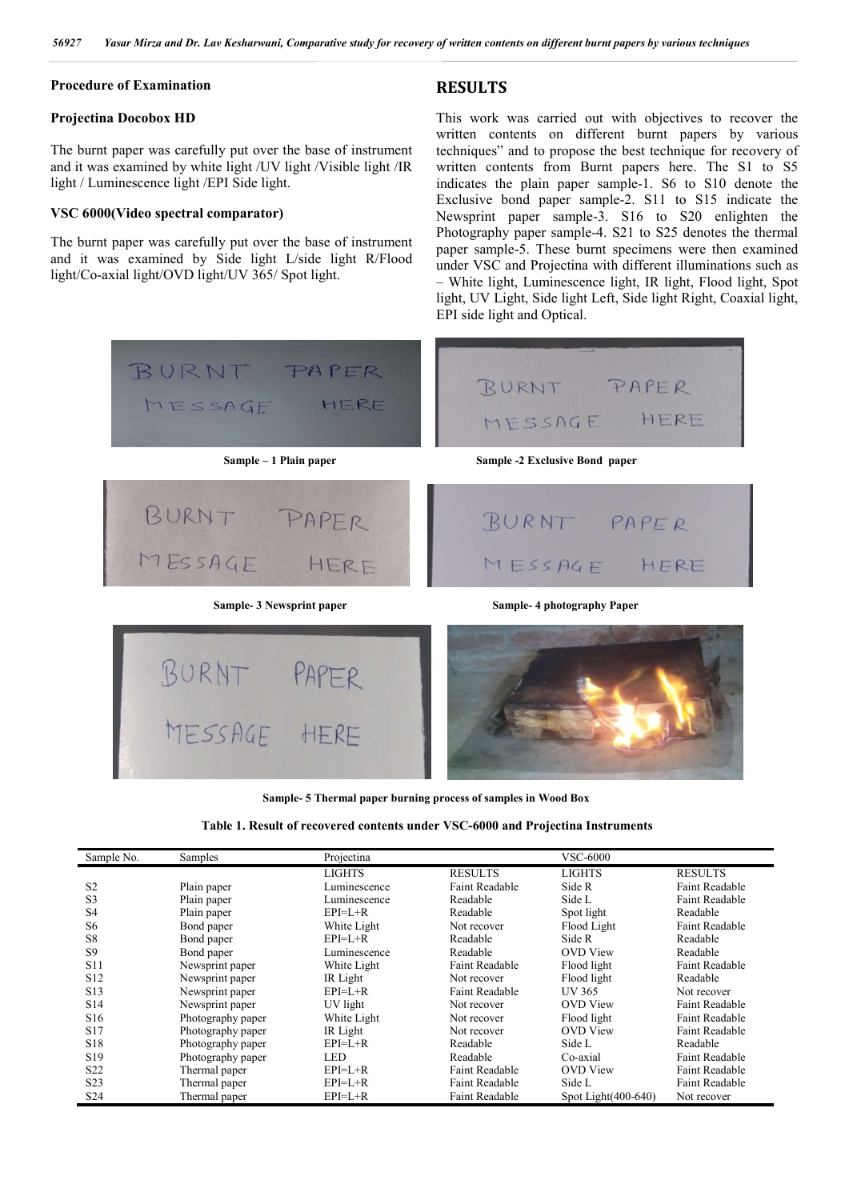## Procedure of Examination

### Projectina Docobox HD

The burnt paper was carefully put over the base of instrument and it was examined by white light /UV light /Visible light /IR light / Luminescence light /EPI Side light.

### VSC 6000(Video spectral comparator)

The burnt paper was carefully put over the base of instrument and it was examined by Side light L/side light R/Flood light/Co-axial light/OVD light/UV 365/ Spot light.

## RESULTS

This work was carried out with objectives to recover the written contents on different burnt papers by various techniques" and to propose the best technique for recovery of written contents from Burnt papers here. The S1 to S5 indicates the plain paper sample-1. S6 to S10 denote the Exclusive bond paper sample-2. S11 to S15 indicate the Newsprint paper sample-3. S16 to S20 enlighten the Photography paper sample-4. S21 to S25 denotes the thermal paper sample-5. These burnt specimens were then examined under VSC and Projectina with different illuminations such as – White light, Luminescence light, IR light, Flood light, Spot light, UV Light, Side light Left, Side light Right, Coaxial light, EPI side light and Optical.

Sample – 1 Plain paper

Sample -2 Exclusive Bond paper

Sample- 3 Newsprint paper

Sample- 4 photography Paper

Sample- 5 Thermal paper burning process of samples in Wood Box

**Table 1. Result of recovered contents under VSC-6000 and Projectina Instruments**

| Sample No. | Samples | Projectina | | VSC-6000 | |
|---|---|---|---|---|---|
| | | LIGHTS | RESULTS | LIGHTS | RESULTS |
| S2 | Plain paper | Luminescence | Faint Readable | Side R | Faint Readable |
| S3 | Plain paper | Luminescence | Readable | Side L | Faint Readable |
| S4 | Plain paper | EPI=L+R | Readable | Spot light | Readable |
| S6 | Bond paper | White Light | Not recover | Flood Light | Faint Readable |
| S8 | Bond paper | EPI=L+R | Readable | Side R | Readable |
| S9 | Bond paper | Luminescence | Readable | OVD View | Readable |
| S11 | Newsprint paper | White Light | Faint Readable | Flood light | Faint Readable |
| S12 | Newsprint paper | IR Light | Not recover | Flood light | Readable |
| S13 | Newsprint paper | EPI=L+R | Faint Readable | UV 365 | Not recover |
| S14 | Newsprint paper | UV light | Not recover | OVD View | Faint Readable |
| S16 | Photography paper | White Light | Not recover | Flood light | Faint Readable |
| S17 | Photography paper | IR Light | Not recover | OVD View | Faint Readable |
| S18 | Photography paper | EPI=L+R | Readable | Side L | Readable |
| S19 | Photography paper | LED | Readable | Co-axial | Faint Readable |
| S22 | Thermal paper | EPI=L+R | Faint Readable | OVD View | Faint Readable |
| S23 | Thermal paper | EPI=L+R | Faint Readable | Side L | Faint Readable |
| S24 | Thermal paper | EPI=L+R | Faint Readable | Spot Light(400-640) | Not recover |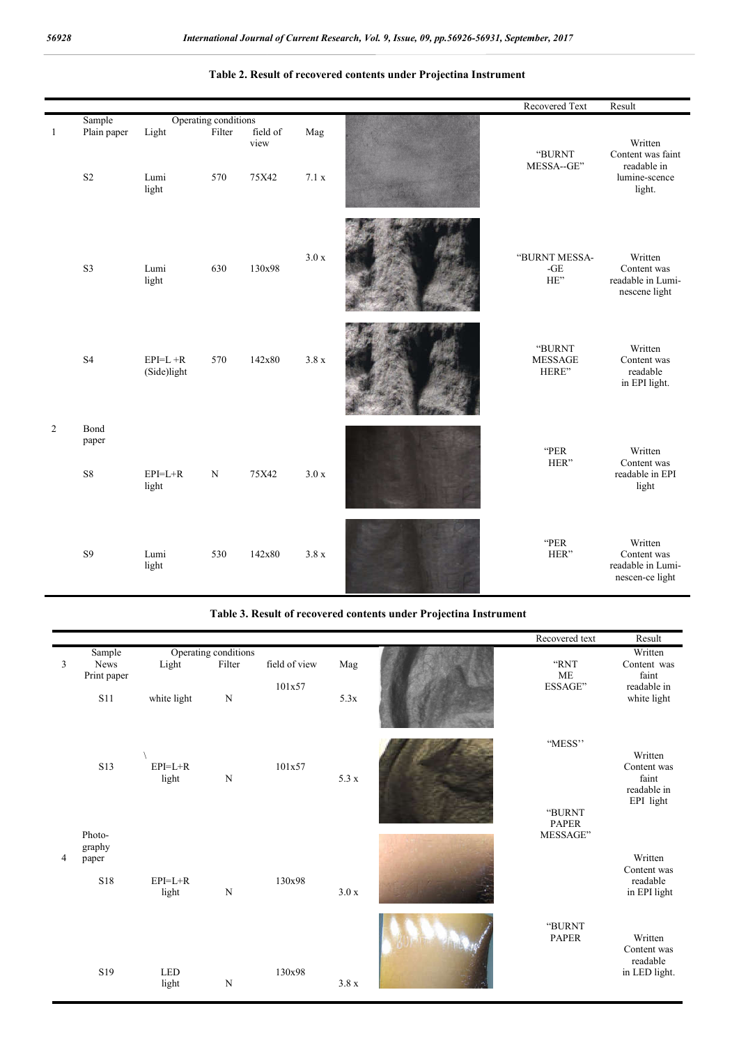**Table 2. Result of recovered contents under Projectina Instrument**

| | Sample | Operating conditions | | | | Recovered Text | Result |
|---|---|---|---|---|---|---|---|
| | | Light | Filter | field of view | Mag | | |
| 1 | Plain paper | | | | | | |
| | S2 | Lumi light | 570 | 75X42 | 7.1 x | "BURNT MESSA--GE" | Written Content was faint readable in lumine-scence light. |
| | S3 | Lumi light | 630 | 130x98 | 3.0 x | "BURNT MESSA- -GE HE" | Written Content was readable in Lumi-nescene light |
| | S4 | EPI=L +R (Side)light | 570 | 142x80 | 3.8 x | "BURNT MESSAGE HERE" | Written Content was readable in EPI light. |
| 2 | Bond paper | | | | | | |
| | S8 | EPI=L+R light | N | 75X42 | 3.0 x | "PER HER" | Written Content was readable in EPI light |
| | S9 | Lumi light | 530 | 142x80 | 3.8 x | "PER HER" | Written Content was readable in Lumi-nescen-ce light |

**Table 3. Result of recovered contents under Projectina Instrument**

| | Sample | Operating conditions | | | | Recovered text | Result |
|---|---|---|---|---|---|---|---|
| | | Light | Filter | field of view | Mag | | |
| 3 | News Print paper | | | | | | |
| | S11 | white light | N | 101x57 | 5.3x | "RNT ME ESSAGE" | Written Content was faint readable in white light |
| | S13 | EPI=L+R light | N | 101x57 | 5.3 x | "MESS" | Written Content was faint readable in EPI light |
| 4 | Photo-graphy paper | | | | | | |
| | S18 | EPI=L+R light | N | 130x98 | 3.0 x | "BURNT PAPER MESSAGE" | Written Content was readable in EPI light |
| | S19 | LED light | N | 130x98 | 3.8 x | "BURNT PAPER | Written Content was readable in LED light. |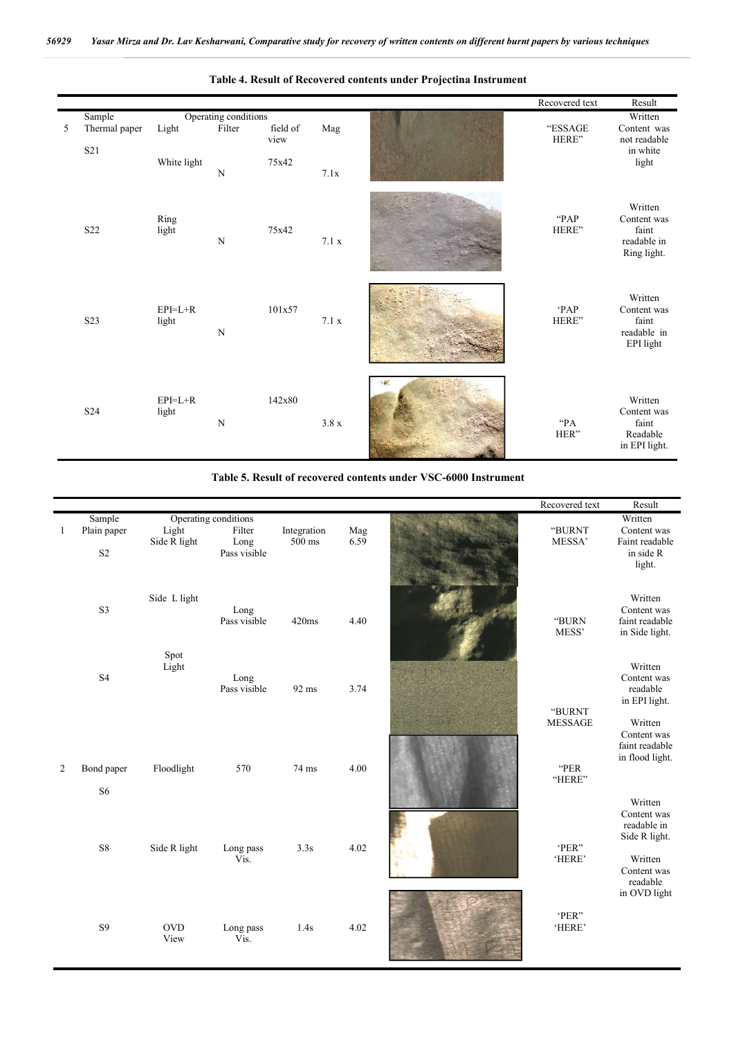**Table 4. Result of Recovered contents under Projectina Instrument**

| | Sample | Operating conditions | | | | | Recovered text | Result |
|---|---|---|---|---|---|---|---|---|
| 5 | Thermal paper | Light | Filter | field of view | Mag | | | |
| | S21 | White light | N | 75x42 | 7.1x | | "ESSAGE HERE" | Written Content was not readable in white light |
| | S22 | Ring light | N | 75x42 | 7.1 x | | "PAP HERE" | Written Content was faint readable in Ring light. |
| | S23 | EPI=L+R light | N | 101x57 | 7.1 x | | 'PAP HERE" | Written Content was faint readable in EPI light |
| | S24 | EPI=L+R light | N | 142x80 | 3.8 x | | "PA HER" | Written Content was faint Readable in EPI light. |

**Table 5. Result of recovered contents under VSC-6000 Instrument**

| | Sample | Operating conditions | | | | | Recovered text | Result |
|---|---|---|---|---|---|---|---|---|
| 1 | Plain paper | Light | Filter | Integration | Mag | | | |
| | S2 | Side R light | Long Pass visible | 500 ms | 6.59 | | "BURNT MESSA' | Written Content was Faint readable in side R light. |
| | S3 | Side L light | Long Pass visible | 420ms | 4.40 | | "BURN MESS' | Written Content was faint readable in Side light. |
| | S4 | Spot Light | Long Pass visible | 92 ms | 3.74 | | "BURNT MESSAGE | Written Content was readable in EPI light. |
| 2 | Bond paper | | | | | | | |
| | S6 | Floodlight | 570 | 74 ms | 4.00 | | "PER "HERE" | Written Content was faint readable in flood light. |
| | S8 | Side R light | Long pass Vis. | 3.3s | 4.02 | | 'PER" 'HERE' | Written Content was readable in Side R light. |
| | S9 | OVD View | Long pass Vis. | 1.4s | 4.02 | | 'PER" 'HERE' | Written Content was readable in OVD light |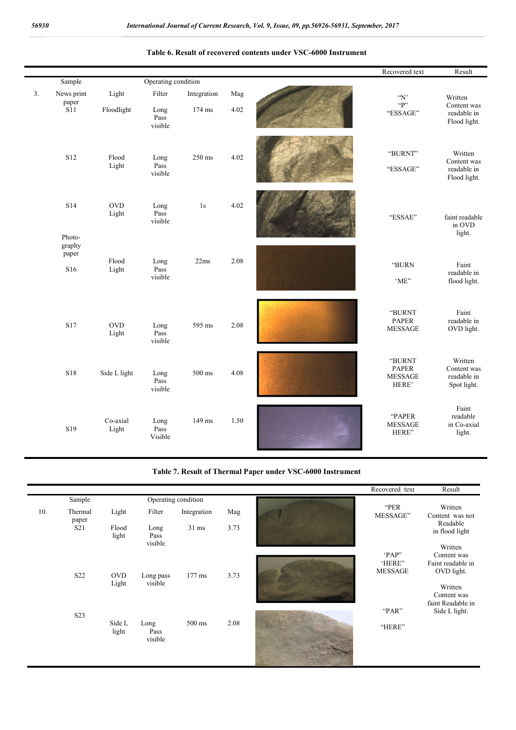**Table 6. Result of recovered contents under VSC-6000 Instrument**

| | Sample | Operating condition | | | | | Recovered text | Result |
|---|---|---|---|---|---|---|---|---|
| 3. | News print paper S11 | Light Floodlight | Filter Long Pass visible | Integration 174 ms | Mag 4.02 | | "N' "P" "ESSAGE" | Written Content was readable in Flood light. |
| | S12 | Flood Light | Long Pass visible | 250 ms | 4.02 | | "BURNT" "ESSAGE" | Written Content was readable in Flood light. |
| | S14 | OVD Light | Long Pass visible | 1s | 4.02 | | "ESSAE" | faint readable in OVD light. |
| | Photo-graphy paper S16 | Flood Light | Long Pass visible | 22ms | 2.08 | | "BURN 'ME" | Faint readable in flood light. |
| | S17 | OVD Light | Long Pass visible | 595 ms | 2.08 | | "BURNT PAPER MESSAGE | Faint readable in OVD light. |
| | S18 | Side L light | Long Pass visible | 500 ms | 4.08 | | "BURNT PAPER MESSAGE HERE' | Written Content was readable in Spot light. |
| | S19 | Co-axial Light | Long Pass Visible | 149 ms | 1.50 | | "PAPER MESSAGE HERE" | Faint readable in Co-axial light. |

**Table 7. Result of Thermal Paper under VSC-6000 Instrument**

| | Sample | Operating condition | | | | | Recovered text | Result |
|---|---|---|---|---|---|---|---|---|
| 10. | Thermal paper S21 | Light Flood light | Filter Long Pass visible | Integration 31 ms | Mag 3.73 | | "PER MESSAGE" | Written Content was not Readable in flood light |
| | S22 | OVD Light | Long pass visible | 177 ms | 3.73 | | 'PAP" 'HERE" MESSAGE | Written Content was Faint readable in OVD light. |
| | S23 | Side L light | Long Pass visible | 500 ms | 2.08 | | "PAR" "HERE" | Written Content was faint Readable in Side L light. |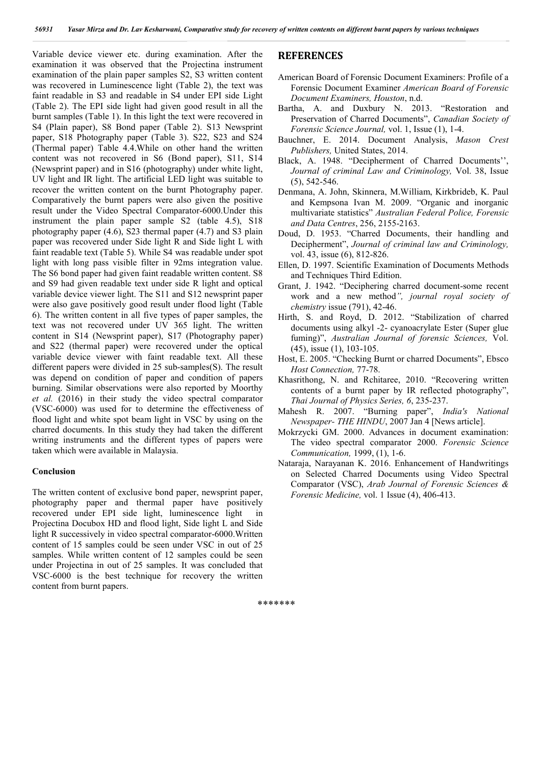Variable device viewer etc. during examination. After the examination it was observed that the Projectina instrument examination of the plain paper samples S2, S3 written content was recovered in Luminescence light (Table 2), the text was faint readable in S3 and readable in S4 under EPI side Light (Table 2). The EPI side light had given good result in all the burnt samples (Table 1). In this light the text were recovered in S4 (Plain paper), S8 Bond paper (Table 2). S13 Newsprint paper, S18 Photography paper (Table 3). S22, S23 and S24 (Thermal paper) Table 4.4.While on other hand the written content was not recovered in S6 (Bond paper), S11, S14 (Newsprint paper) and in S16 (photography) under white light, UV light and IR light. The artificial LED light was suitable to recover the written content on the burnt Photography paper. Comparatively the burnt papers were also given the positive result under the Video Spectral Comparator-6000.Under this instrument the plain paper sample S2 (table 4.5), S18 photography paper (4.6), S23 thermal paper (4.7) and S3 plain paper was recovered under Side light R and Side light L with faint readable text (Table 5). While S4 was readable under spot light with long pass visible filter in 92ms integration value. The S6 bond paper had given faint readable written content. S8 and S9 had given readable text under side R light and optical variable device viewer light. The S11 and S12 newsprint paper were also gave positively good result under flood light (Table 6). The written content in all five types of paper samples, the text was not recovered under UV 365 light. The written content in S14 (Newsprint paper), S17 (Photography paper) and S22 (thermal paper) were recovered under the optical variable device viewer with faint readable text. All these different papers were divided in 25 sub-samples(S). The result was depend on condition of paper and condition of papers burning. Similar observations were also reported by Moorthy *et al.* (2016) in their study the video spectral comparator (VSC-6000) was used for to determine the effectiveness of flood light and white spot beam light in VSC by using on the charred documents. In this study they had taken the different writing instruments and the different types of papers were taken which were available in Malaysia.

### Conclusion

The written content of exclusive bond paper, newsprint paper, photography paper and thermal paper have positively recovered under EPI side light, luminescence light in Projectina Docubox HD and flood light, Side light L and Side light R successively in video spectral comparator-6000.Written content of 15 samples could be seen under VSC in out of 25 samples. While written content of 12 samples could be seen under Projectina in out of 25 samples. It was concluded that VSC-6000 is the best technique for recovery the written content from burnt papers.

## REFERENCES

American Board of Forensic Document Examiners: Profile of a Forensic Document Examiner *American Board of Forensic Document Examiners, Houston*, n.d.

Bartha, A. and Duxbury N. 2013. "Restoration and Preservation of Charred Documents", *Canadian Society of Forensic Science Journal,* vol. 1, Issue (1), 1-4.

Bauchner, E. 2014. Document Analysis, *Mason Crest Publishers,* United States, 2014.

Black, A. 1948. "Decipherment of Charred Documents'', *Journal of criminal Law and Criminology,* Vol. 38, Issue (5), 542-546.

Denmana, A. John, Skinnera, M.William, Kirkbrideb, K. Paul and Kempsona Ivan M. 2009. "Organic and inorganic multivariate statistics" *Australian Federal Police, Forensic and Data Centres*, 256, 2155-2163.

Doud, D. 1953. "Charred Documents, their handling and Decipherment", *Journal of criminal law and Criminology,* vol. 43, issue (6), 812-826.

Ellen, D. 1997. Scientific Examination of Documents Methods and Techniques Third Edition.

Grant, J. 1942. "Deciphering charred document-some recent work and a new method*", journal royal society of chemistry* issue (791), 42-46.

Hirth, S. and Royd, D. 2012. "Stabilization of charred documents using alkyl -2- cyanoacrylate Ester (Super glue fuming)", *Australian Journal of forensic Sciences,* Vol. (45), issue (1), 103-105.

Host, E. 2005. "Checking Burnt or charred Documents", Ebsco *Host Connection,* 77-78.

Khasrithong, N. and Rchitaree, 2010. "Recovering written contents of a burnt paper by IR reflected photography", *Thai Journal of Physics Series, 6*, 235-237.

Mahesh R. 2007. "Burning paper", *India's National Newspaper- THE HINDU*, 2007 Jan 4 [News article].

Mokrzycki GM. 2000. Advances in document examination: The video spectral comparator 2000. *Forensic Science Communication,* 1999, (1), 1-6.

Nataraja, Narayanan K. 2016. Enhancement of Handwritings on Selected Charred Documents using Video Spectral Comparator (VSC), *Arab Journal of Forensic Sciences & Forensic Medicine,* vol. 1 Issue (4), 406-413.

*******